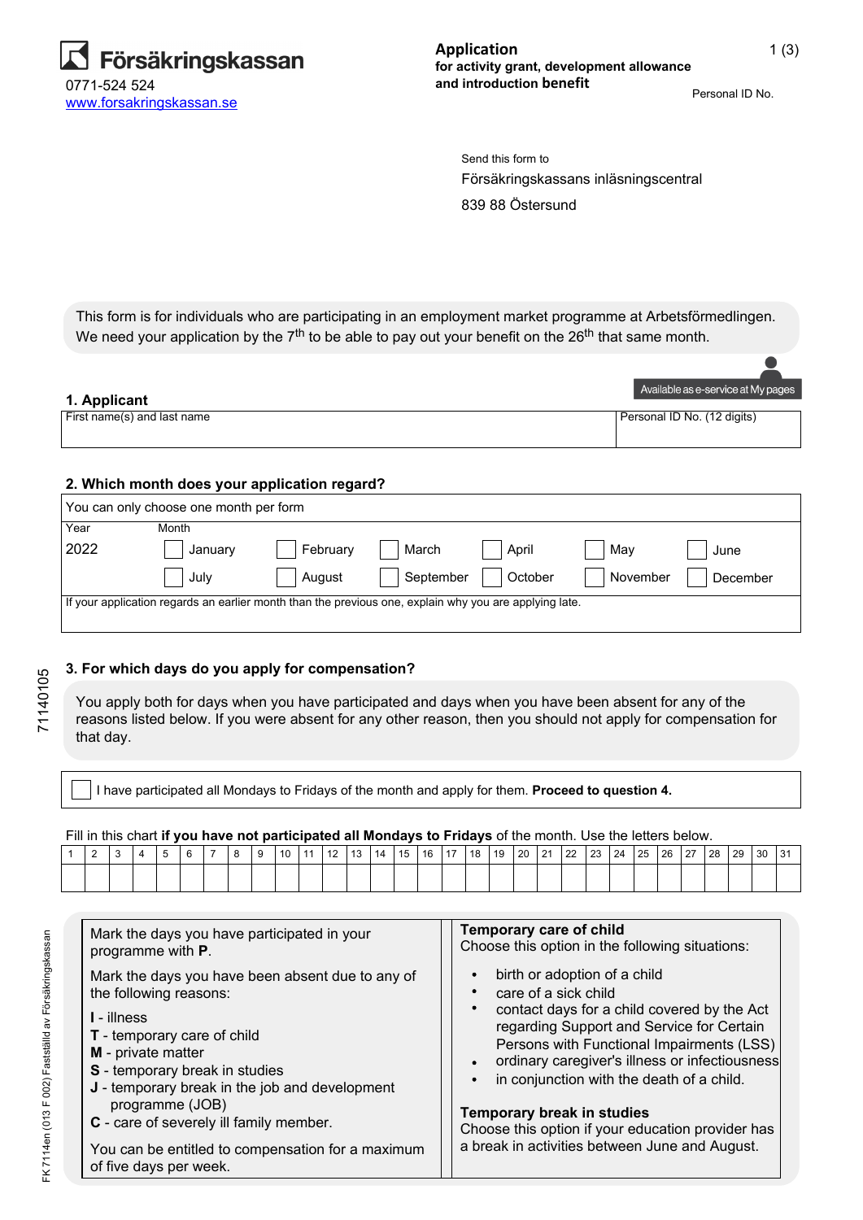Försäkringskassan

0771-524 524

www.forsakringskassan.se

# Application

**for activity grant, development allowance and introduction benefit**

Personal ID No.

Send this form to

Försäkringskassans inläsningscentral

839 88 Östersund

This form is for individuals who are participating in an employment market programme at Arbetsförmedlingen. We need your application by the 7th to be able to pay out your benefit on the 26th that same month.

Available as e-service at My pages

## 1. Applicant

| First name(s) and last name | Personal ID No. (12 digits) |
|---|---|
| | |

## 2. Which month does your application regard?

You can only choose one month per form

| Year | Month | | | | | |
|---|---|---|---|---|---|---|
| 2022 | ☐ January | ☐ February | ☐ March | ☐ April | ☐ May | ☐ June |
| | ☐ July | ☐ August | ☐ September | ☐ October | ☐ November | ☐ December |

If your application regards an earlier month than the previous one, explain why you are applying late.

## 3. For which days do you apply for compensation?

You apply both for days when you have participated and days when you have been absent for any of the reasons listed below. If you were absent for any other reason, then you should not apply for compensation for that day.

☐ I have participated all Mondays to Fridays of the month and apply for them. **Proceed to question 4.**

Fill in this chart **if you have not participated all Mondays to Fridays** of the month. Use the letters below.

| 1 | 2 | 3 | 4 | 5 | 6 | 7 | 8 | 9 | 10 | 11 | 12 | 13 | 14 | 15 | 16 | 17 | 18 | 19 | 20 | 21 | 22 | 23 | 24 | 25 | 26 | 27 | 28 | 29 | 30 | 31 |
|---|---|---|---|---|---|---|---|---|---|---|---|---|---|---|---|---|---|---|---|---|---|---|---|---|---|---|---|---|---|---|
| | | | | | | | | | | | | | | | | | | | | | | | | | | | | | | |

Mark the days you have participated in your programme with **P**.

Mark the days you have been absent due to any of the following reasons:

**I** - illness
**T** - temporary care of child
**M** - private matter
**S** - temporary break in studies
**J** - temporary break in the job and development programme (JOB)
**C** - care of severely ill family member.

You can be entitled to compensation for a maximum of five days per week.

**Temporary care of child**
Choose this option in the following situations:

- birth or adoption of a child
- care of a sick child
- contact days for a child covered by the Act regarding Support and Service for Certain Persons with Functional Impairments (LSS)
- ordinary caregiver's illness or infectiousness
- in conjunction with the death of a child.

**Temporary break in studies**
Choose this option if your education provider has a break in activities between June and August.

71140105

FK 7114en (013 F 002) Fastställd av Försäkringskassan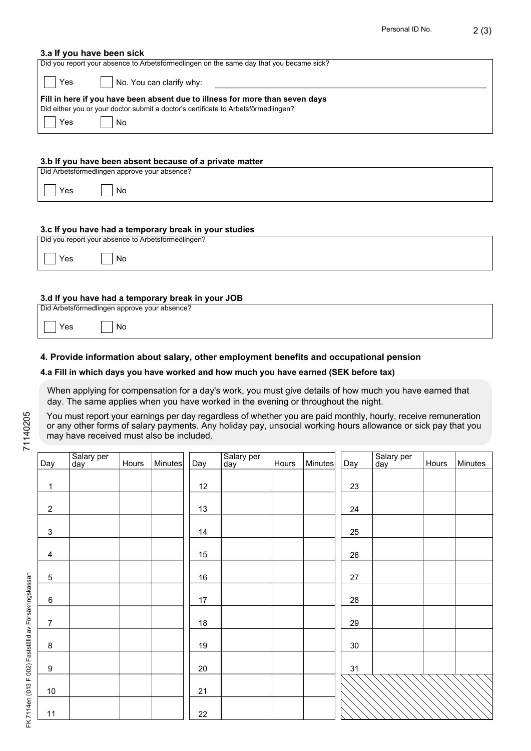Personal ID No.

### 3.a If you have been sick

Did you report your absence to Arbetsförmedlingen on the same day that you became sick?

☐ Yes ☐ No. You can clarify why: ____________________

**Fill in here if you have been absent due to illness for more than seven days**

Did either you or your doctor submit a doctor's certificate to Arbetsförmedlingen?

☐ Yes ☐ No

### 3.b If you have been absent because of a private matter

Did Arbetsförmedlingen approve your absence?

☐ Yes ☐ No

### 3.c If you have had a temporary break in your studies

Did you report your absence to Arbetsförmedlingen?

☐ Yes ☐ No

### 3.d If you have had a temporary break in your JOB

Did Arbetsförmedlingen approve your absence?

☐ Yes ☐ No

## 4. Provide information about salary, other employment benefits and occupational pension

### 4.a Fill in which days you have worked and how much you have earned (SEK before tax)

When applying for compensation for a day's work, you must give details of how much you have earned that day. The same applies when you have worked in the evening or throughout the night.

You must report your earnings per day regardless of whether you are paid monthly, hourly, receive remuneration or any other forms of salary payments. Any holiday pay, unsocial working hours allowance or sick pay that you may have received must also be included.

| Day | Salary per day | Hours | Minutes | Day | Salary per day | Hours | Minutes | Day | Salary per day | Hours | Minutes |
|---|---|---|---|---|---|---|---|---|---|---|---|
| 1 | | | | 12 | | | | 23 | | | |
| 2 | | | | 13 | | | | 24 | | | |
| 3 | | | | 14 | | | | 25 | | | |
| 4 | | | | 15 | | | | 26 | | | |
| 5 | | | | 16 | | | | 27 | | | |
| 6 | | | | 17 | | | | 28 | | | |
| 7 | | | | 18 | | | | 29 | | | |
| 8 | | | | 19 | | | | 30 | | | |
| 9 | | | | 20 | | | | 31 | | | |
| 10 | | | | 21 | | | | | | | |
| 11 | | | | 22 | | | | | | | |

71140205

FK 7114en (013 F 002) Fastställd av Försäkringskassan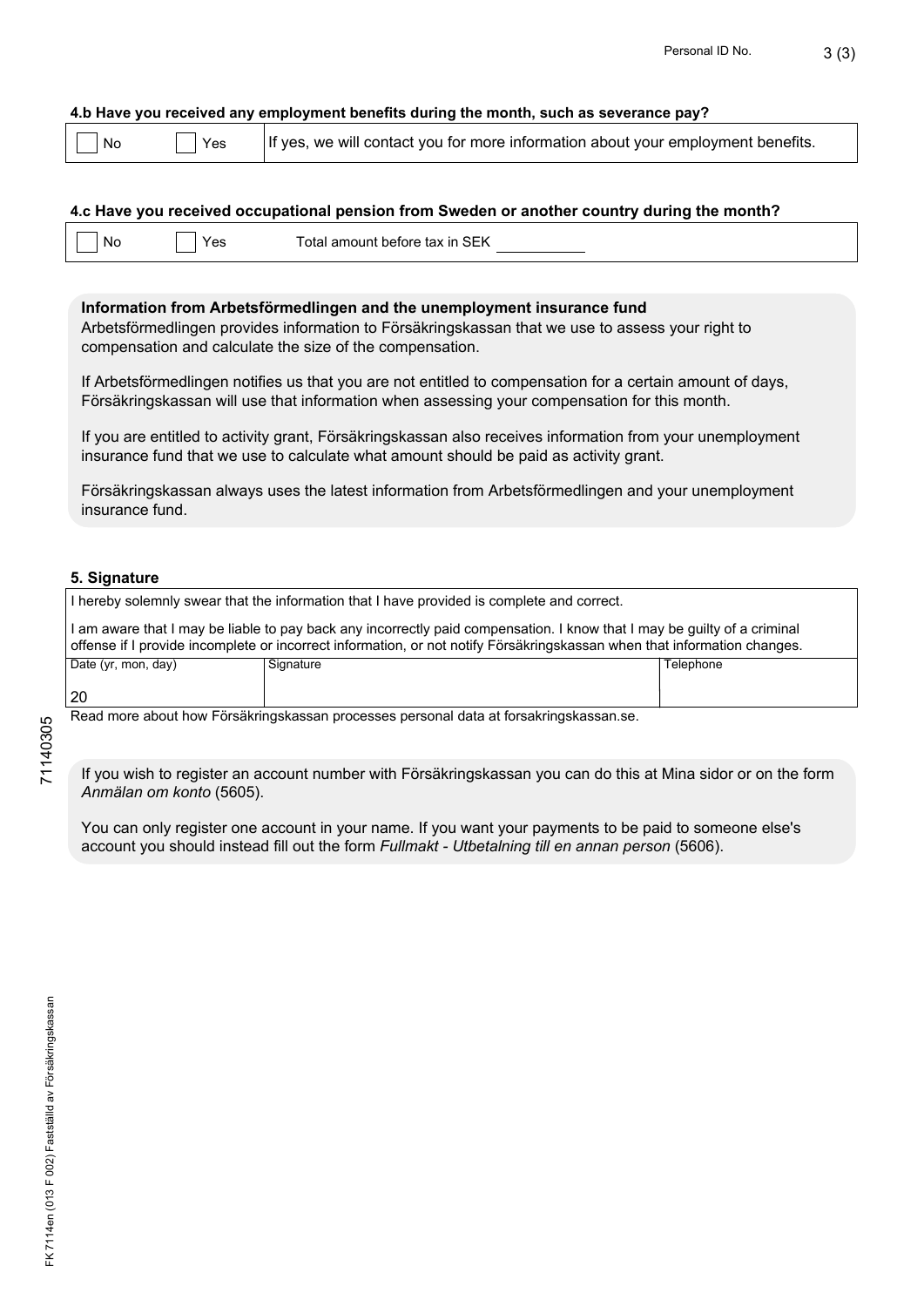### 4.b Have you received any employment benefits during the month, such as severance pay?

☐ No ☐ Yes If yes, we will contact you for more information about your employment benefits.

### 4.c Have you received occupational pension from Sweden or another country during the month?

☐ No ☐ Yes Total amount before tax in SEK ____________

**Information from Arbetsförmedlingen and the unemployment insurance fund**

Arbetsförmedlingen provides information to Försäkringskassan that we use to assess your right to compensation and calculate the size of the compensation.

If Arbetsförmedlingen notifies us that you are not entitled to compensation for a certain amount of days, Försäkringskassan will use that information when assessing your compensation for this month.

If you are entitled to activity grant, Försäkringskassan also receives information from your unemployment insurance fund that we use to calculate what amount should be paid as activity grant.

Försäkringskassan always uses the latest information from Arbetsförmedlingen and your unemployment insurance fund.

### 5. Signature

I hereby solemnly swear that the information that I have provided is complete and correct.

I am aware that I may be liable to pay back any incorrectly paid compensation. I know that I may be guilty of a criminal offense if I provide incomplete or incorrect information, or not notify Försäkringskassan when that information changes.

| Date (yr, mon, day) | Signature | Telephone |
|---|---|---|
| 20 | | |

Read more about how Försäkringskassan processes personal data at forsakringskassan.se.

If you wish to register an account number with Försäkringskassan you can do this at Mina sidor or on the form *Anmälan om konto* (5605).

You can only register one account in your name. If you want your payments to be paid to someone else's account you should instead fill out the form *Fullmakt - Utbetalning till en annan person* (5606).